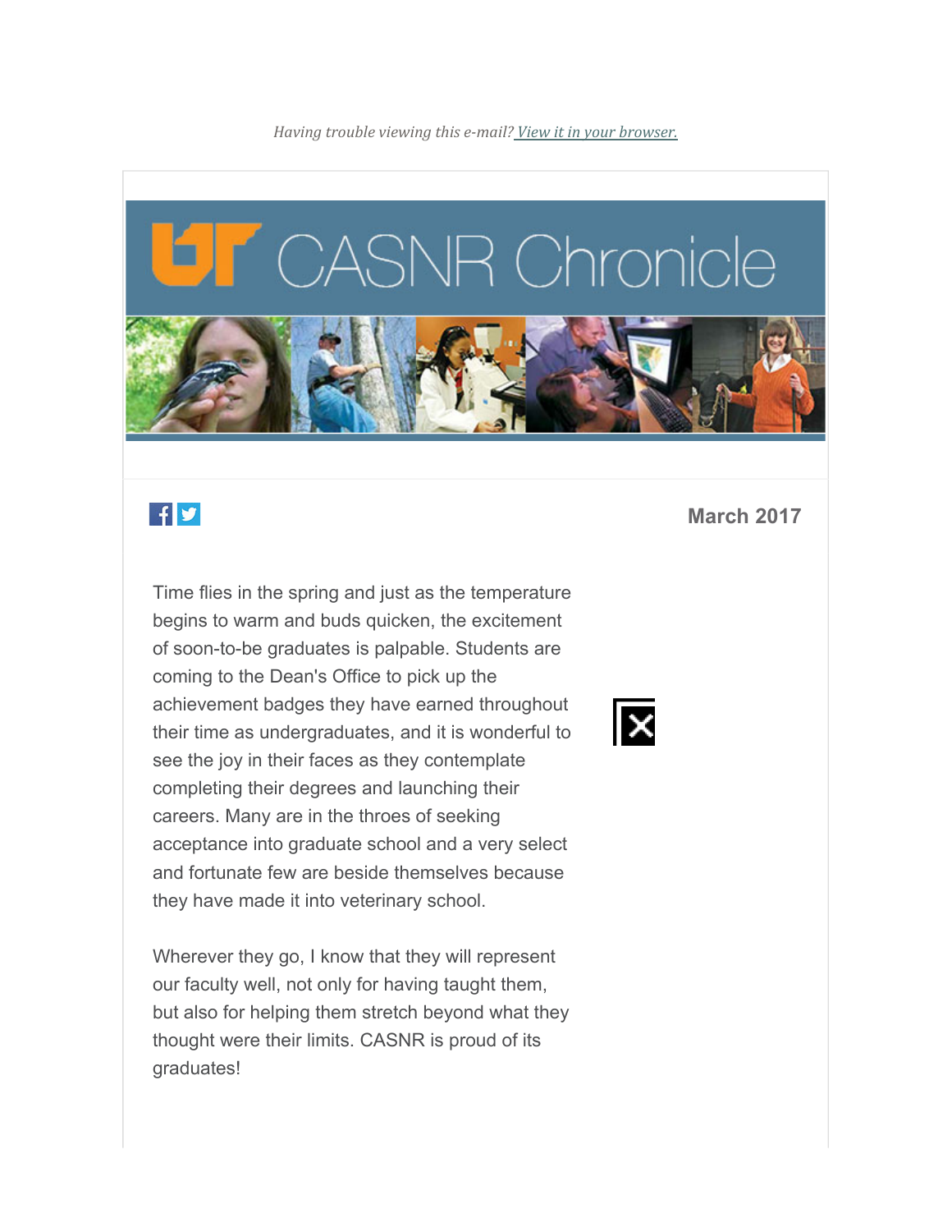*Having trouble viewing this e-mail? View it in your browser.*

# UT CASNR Chronicle

**March 2017**

Time flies in the spring and just as the temperature begins to warm and buds quicken, the excitement of soon-to-be graduates is palpable. Students are coming to the Dean's Office to pick up the achievement badges they have earned throughout their time as undergraduates, and it is wonderful to see the joy in their faces as they contemplate completing their degrees and launching their careers. Many are in the throes of seeking acceptance into graduate school and a very select and fortunate few are beside themselves because they have made it into veterinary school.

Wherever they go, I know that they will represent our faculty well, not only for having taught them, but also for helping them stretch beyond what they thought were their limits. CASNR is proud of its graduates!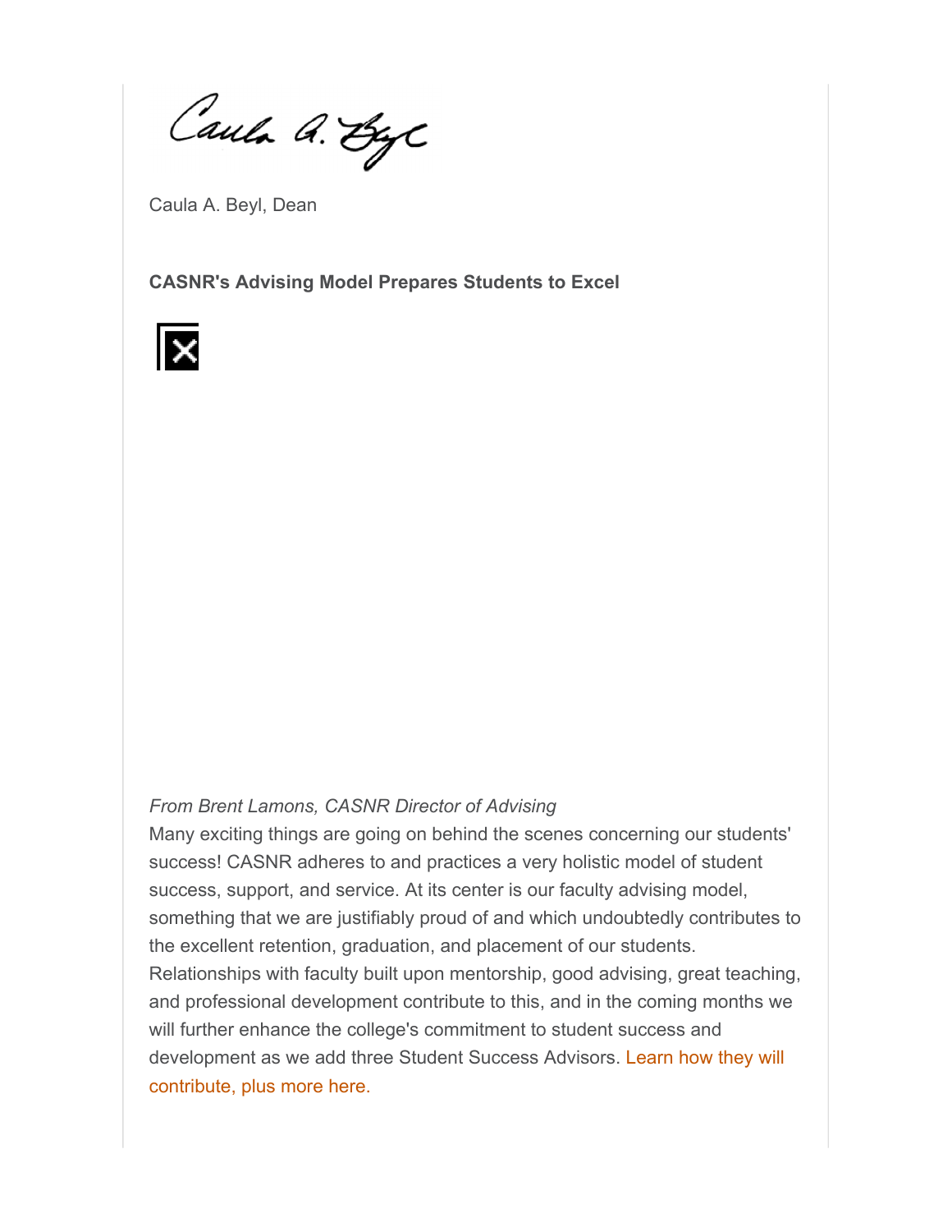Caula A. Beyl, Dean

**CASNR's Advising Model Prepares Students to Excel**

*From Brent Lamons, CASNR Director of Advising*

Many exciting things are going on behind the scenes concerning our students' success! CASNR adheres to and practices a very holistic model of student success, support, and service. At its center is our faculty advising model, something that we are justifiably proud of and which undoubtedly contributes to the excellent retention, graduation, and placement of our students. Relationships with faculty built upon mentorship, good advising, great teaching, and professional development contribute to this, and in the coming months we will further enhance the college's commitment to student success and development as we add three Student Success Advisors. Learn how they will contribute, plus more here.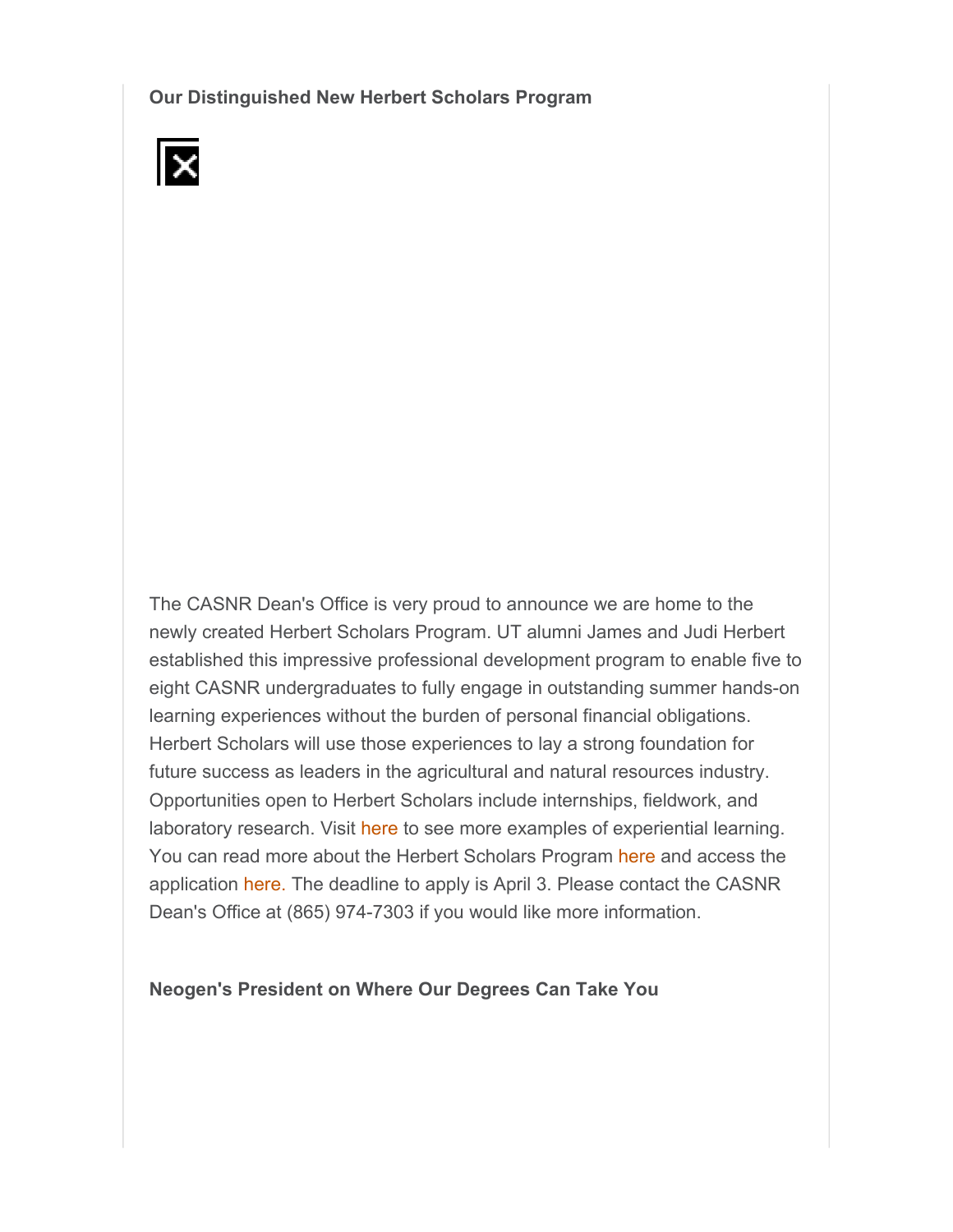**Our Distinguished New Herbert Scholars Program**

The CASNR Dean's Office is very proud to announce we are home to the newly created Herbert Scholars Program. UT alumni James and Judi Herbert established this impressive professional development program to enable five to eight CASNR undergraduates to fully engage in outstanding summer hands-on learning experiences without the burden of personal financial obligations. Herbert Scholars will use those experiences to lay a strong foundation for future success as leaders in the agricultural and natural resources industry. Opportunities open to Herbert Scholars include internships, fieldwork, and laboratory research. Visit here to see more examples of experiential learning. You can read more about the Herbert Scholars Program here and access the application here. The deadline to apply is April 3. Please contact the CASNR Dean's Office at (865) 974-7303 if you would like more information.

**Neogen's President on Where Our Degrees Can Take You**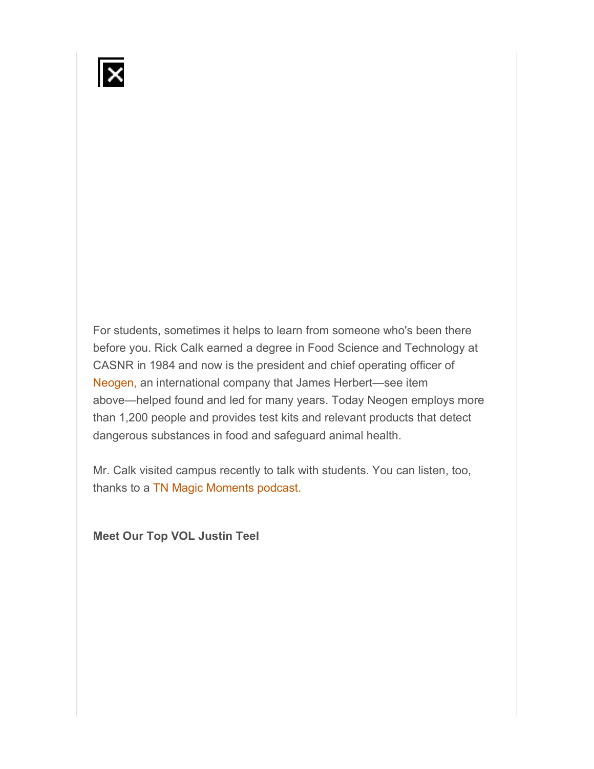For students, sometimes it helps to learn from someone who's been there before you. Rick Calk earned a degree in Food Science and Technology at CASNR in 1984 and now is the president and chief operating officer of Neogen, an international company that James Herbert—see item above—helped found and led for many years. Today Neogen employs more than 1,200 people and provides test kits and relevant products that detect dangerous substances in food and safeguard animal health.

Mr. Calk visited campus recently to talk with students. You can listen, too, thanks to a TN Magic Moments podcast.

**Meet Our Top VOL Justin Teel**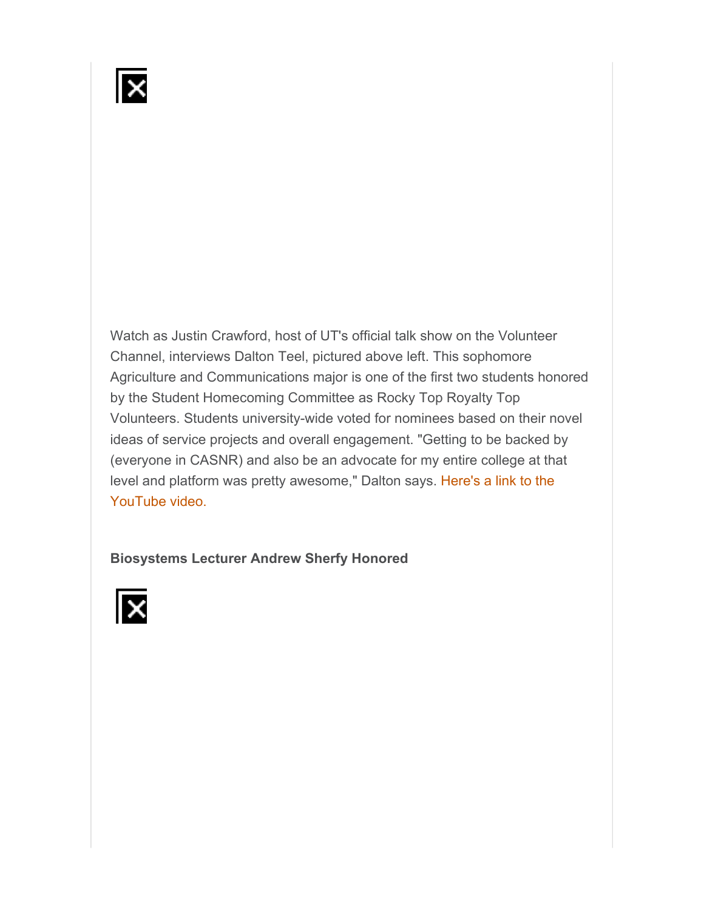Watch as Justin Crawford, host of UT's official talk show on the Volunteer Channel, interviews Dalton Teel, pictured above left. This sophomore Agriculture and Communications major is one of the first two students honored by the Student Homecoming Committee as Rocky Top Royalty Top Volunteers. Students university-wide voted for nominees based on their novel ideas of service projects and overall engagement. "Getting to be backed by (everyone in CASNR) and also be an advocate for my entire college at that level and platform was pretty awesome," Dalton says. Here's a link to the YouTube video.

**Biosystems Lecturer Andrew Sherfy Honored**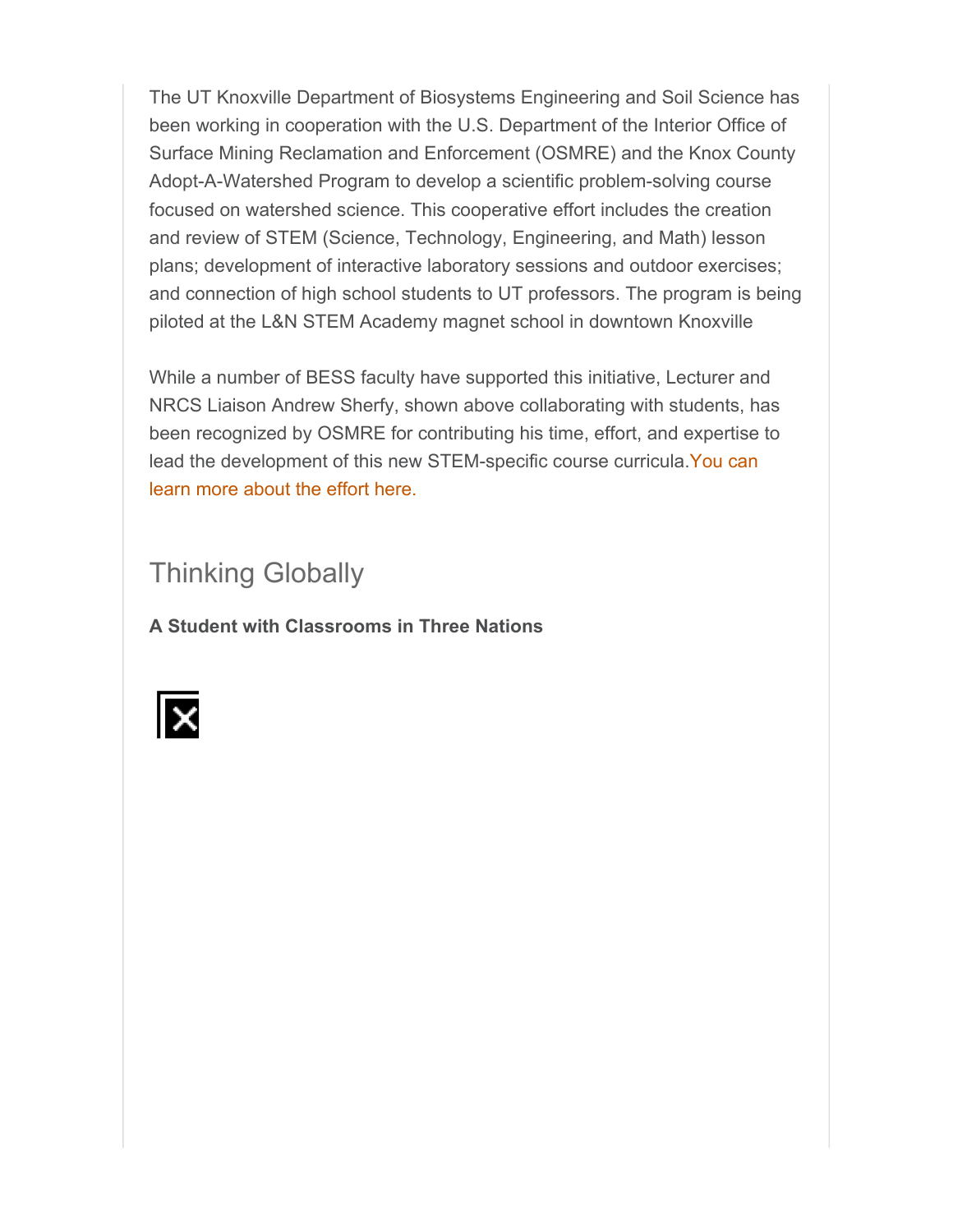The UT Knoxville Department of Biosystems Engineering and Soil Science has been working in cooperation with the U.S. Department of the Interior Office of Surface Mining Reclamation and Enforcement (OSMRE) and the Knox County Adopt-A-Watershed Program to develop a scientific problem-solving course focused on watershed science. This cooperative effort includes the creation and review of STEM (Science, Technology, Engineering, and Math) lesson plans; development of interactive laboratory sessions and outdoor exercises; and connection of high school students to UT professors. The program is being piloted at the L&N STEM Academy magnet school in downtown Knoxville

While a number of BESS faculty have supported this initiative, Lecturer and NRCS Liaison Andrew Sherfy, shown above collaborating with students, has been recognized by OSMRE for contributing his time, effort, and expertise to lead the development of this new STEM-specific course curricula.You can learn more about the effort here.

## Thinking Globally

**A Student with Classrooms in Three Nations**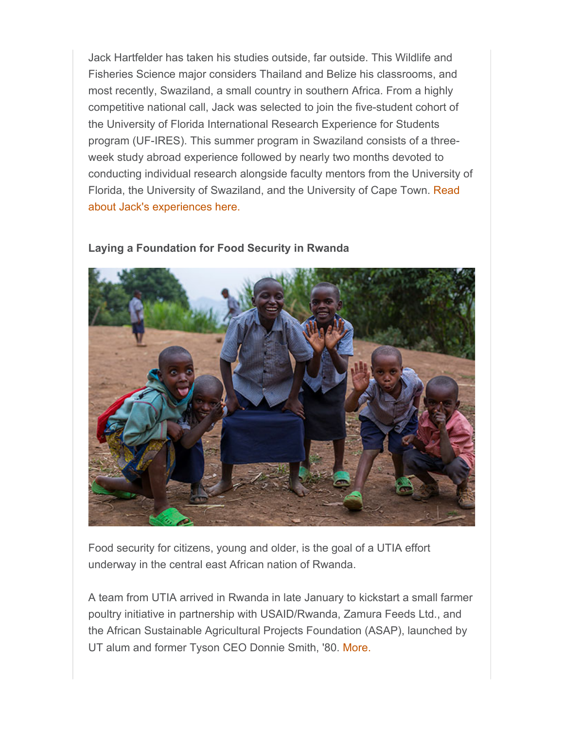Jack Hartfelder has taken his studies outside, far outside. This Wildlife and Fisheries Science major considers Thailand and Belize his classrooms, and most recently, Swaziland, a small country in southern Africa. From a highly competitive national call, Jack was selected to join the five-student cohort of the University of Florida International Research Experience for Students program (UF-IRES). This summer program in Swaziland consists of a three-week study abroad experience followed by nearly two months devoted to conducting individual research alongside faculty mentors from the University of Florida, the University of Swaziland, and the University of Cape Town. Read about Jack's experiences here.

**Laying a Foundation for Food Security in Rwanda**

Food security for citizens, young and older, is the goal of a UTIA effort underway in the central east African nation of Rwanda.

A team from UTIA arrived in Rwanda in late January to kickstart a small farmer poultry initiative in partnership with USAID/Rwanda, Zamura Feeds Ltd., and the African Sustainable Agricultural Projects Foundation (ASAP), launched by UT alum and former Tyson CEO Donnie Smith, '80. More.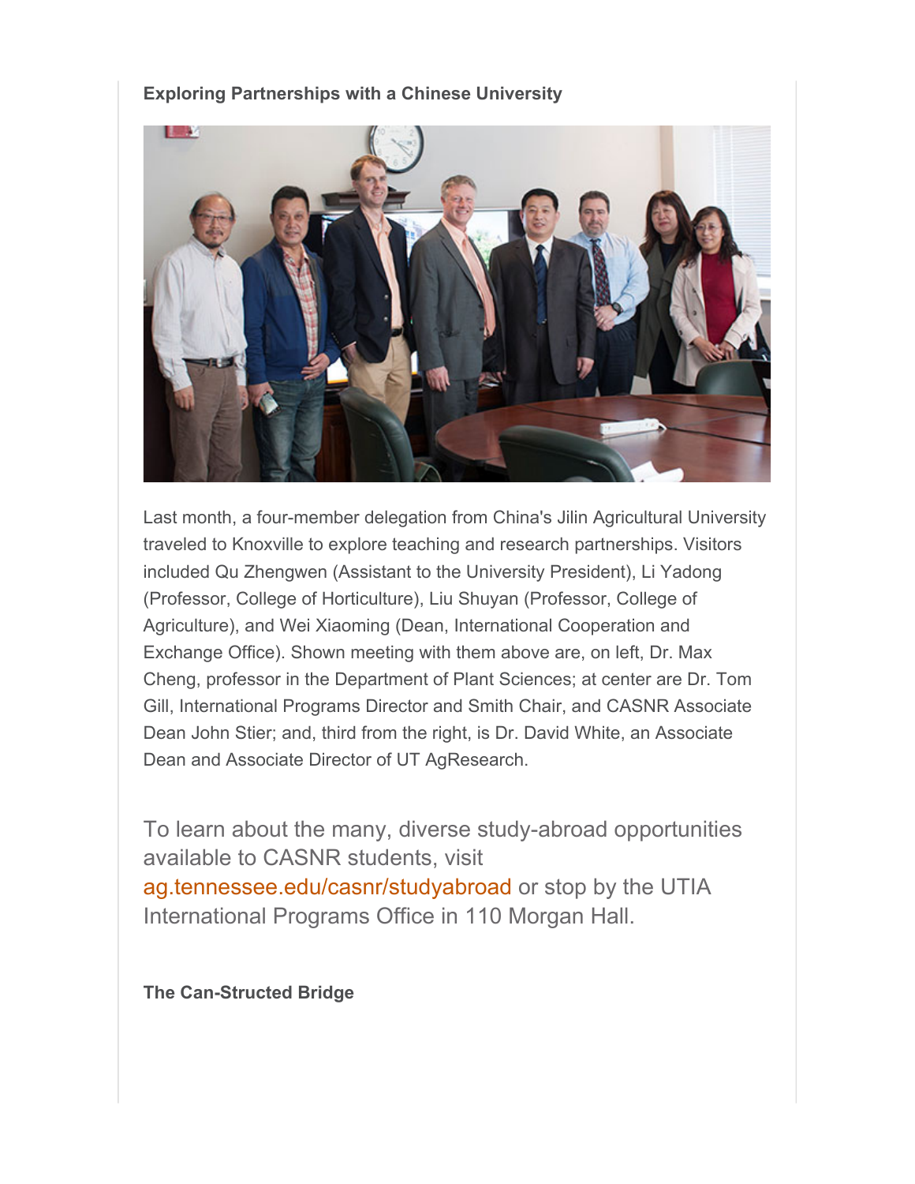**Exploring Partnerships with a Chinese University**

Last month, a four-member delegation from China's Jilin Agricultural University traveled to Knoxville to explore teaching and research partnerships. Visitors included Qu Zhengwen (Assistant to the University President), Li Yadong (Professor, College of Horticulture), Liu Shuyan (Professor, College of Agriculture), and Wei Xiaoming (Dean, International Cooperation and Exchange Office). Shown meeting with them above are, on left, Dr. Max Cheng, professor in the Department of Plant Sciences; at center are Dr. Tom Gill, International Programs Director and Smith Chair, and CASNR Associate Dean John Stier; and, third from the right, is Dr. David White, an Associate Dean and Associate Director of UT AgResearch.

To learn about the many, diverse study-abroad opportunities available to CASNR students, visit ag.tennessee.edu/casnr/studyabroad or stop by the UTIA International Programs Office in 110 Morgan Hall.

**The Can-Structed Bridge**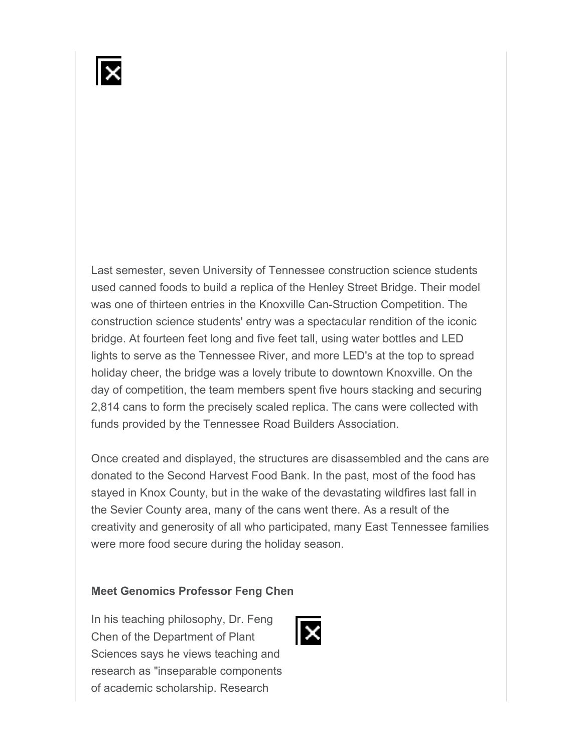Last semester, seven University of Tennessee construction science students used canned foods to build a replica of the Henley Street Bridge. Their model was one of thirteen entries in the Knoxville Can-Struction Competition. The construction science students' entry was a spectacular rendition of the iconic bridge. At fourteen feet long and five feet tall, using water bottles and LED lights to serve as the Tennessee River, and more LED's at the top to spread holiday cheer, the bridge was a lovely tribute to downtown Knoxville. On the day of competition, the team members spent five hours stacking and securing 2,814 cans to form the precisely scaled replica. The cans were collected with funds provided by the Tennessee Road Builders Association.

Once created and displayed, the structures are disassembled and the cans are donated to the Second Harvest Food Bank. In the past, most of the food has stayed in Knox County, but in the wake of the devastating wildfires last fall in the Sevier County area, many of the cans went there. As a result of the creativity and generosity of all who participated, many East Tennessee families were more food secure during the holiday season.

**Meet Genomics Professor Feng Chen**

In his teaching philosophy, Dr. Feng Chen of the Department of Plant Sciences says he views teaching and research as "inseparable components of academic scholarship. Research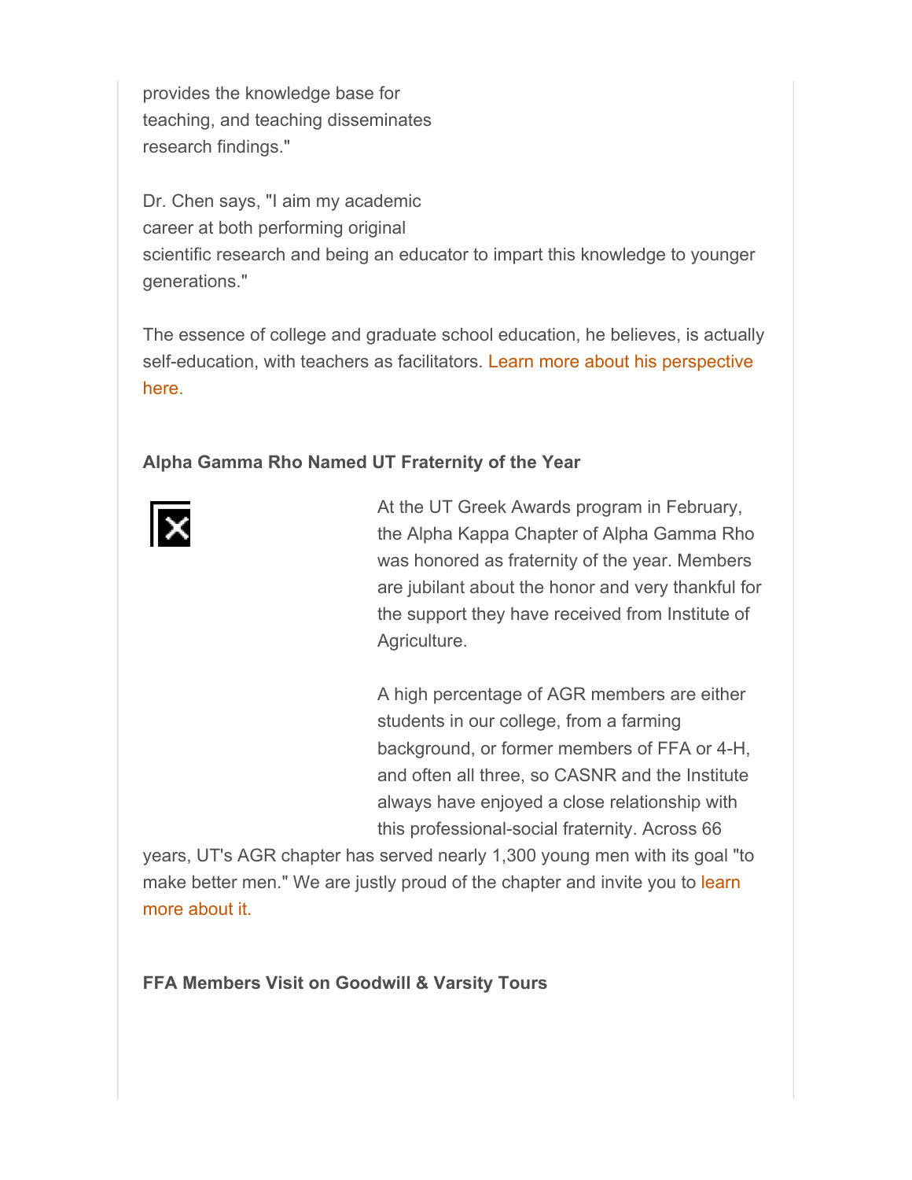provides the knowledge base for teaching, and teaching disseminates research findings."

Dr. Chen says, "I aim my academic career at both performing original scientific research and being an educator to impart this knowledge to younger generations."

The essence of college and graduate school education, he believes, is actually self-education, with teachers as facilitators. Learn more about his perspective here.

**Alpha Gamma Rho Named UT Fraternity of the Year**

At the UT Greek Awards program in February, the Alpha Kappa Chapter of Alpha Gamma Rho was honored as fraternity of the year. Members are jubilant about the honor and very thankful for the support they have received from Institute of Agriculture.

A high percentage of AGR members are either students in our college, from a farming background, or former members of FFA or 4-H, and often all three, so CASNR and the Institute always have enjoyed a close relationship with this professional-social fraternity. Across 66 years, UT's AGR chapter has served nearly 1,300 young men with its goal "to make better men." We are justly proud of the chapter and invite you to learn more about it.

**FFA Members Visit on Goodwill & Varsity Tours**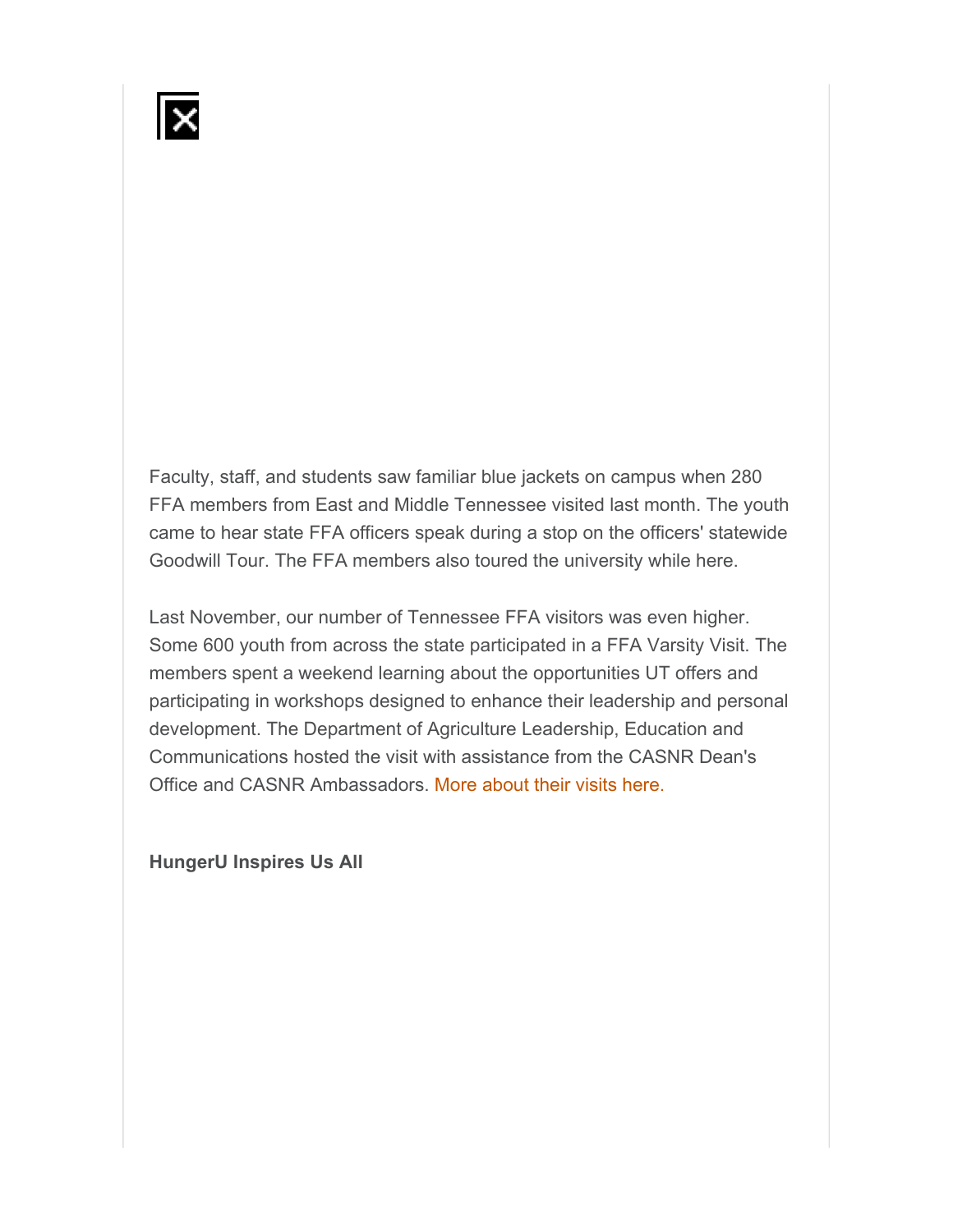Faculty, staff, and students saw familiar blue jackets on campus when 280 FFA members from East and Middle Tennessee visited last month. The youth came to hear state FFA officers speak during a stop on the officers' statewide Goodwill Tour. The FFA members also toured the university while here.

Last November, our number of Tennessee FFA visitors was even higher. Some 600 youth from across the state participated in a FFA Varsity Visit. The members spent a weekend learning about the opportunities UT offers and participating in workshops designed to enhance their leadership and personal development. The Department of Agriculture Leadership, Education and Communications hosted the visit with assistance from the CASNR Dean's Office and CASNR Ambassadors. More about their visits here.

**HungerU Inspires Us All**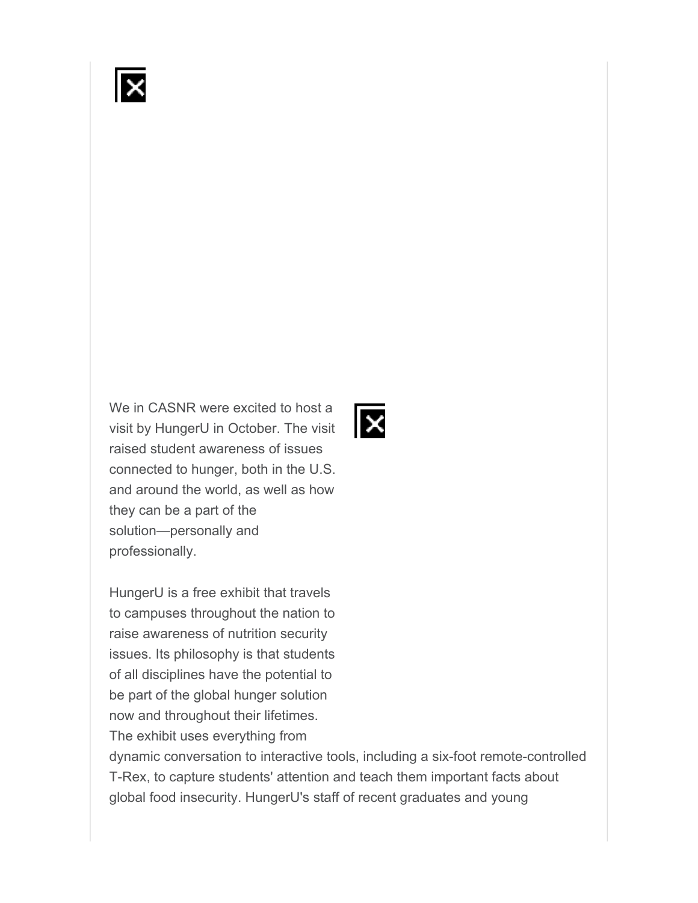We in CASNR were excited to host a visit by HungerU in October. The visit raised student awareness of issues connected to hunger, both in the U.S. and around the world, as well as how they can be a part of the solution—personally and professionally.

HungerU is a free exhibit that travels to campuses throughout the nation to raise awareness of nutrition security issues. Its philosophy is that students of all disciplines have the potential to be part of the global hunger solution now and throughout their lifetimes. The exhibit uses everything from dynamic conversation to interactive tools, including a six-foot remote-controlled T-Rex, to capture students' attention and teach them important facts about global food insecurity. HungerU's staff of recent graduates and young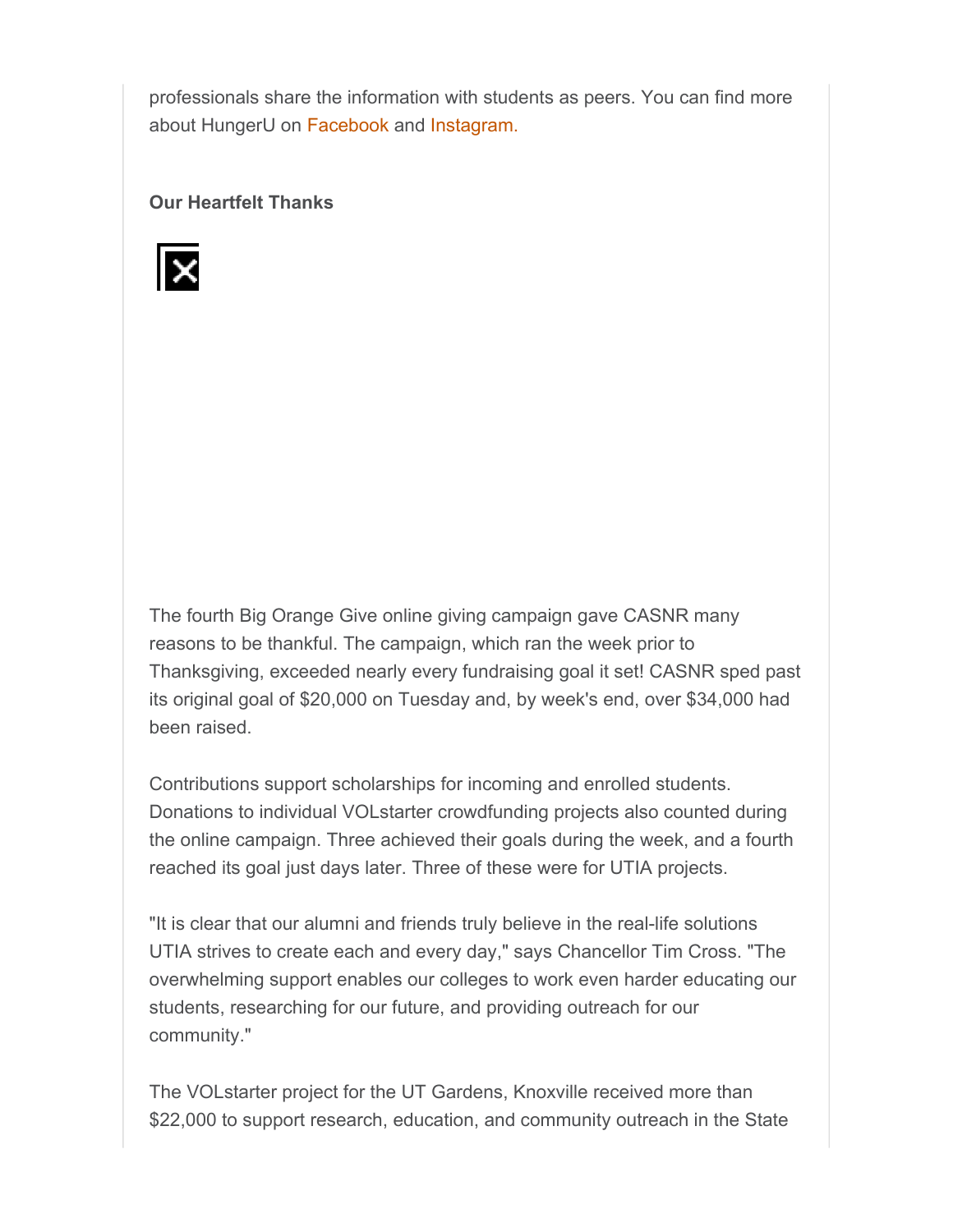professionals share the information with students as peers. You can find more about HungerU on Facebook and Instagram.

**Our Heartfelt Thanks**

The fourth Big Orange Give online giving campaign gave CASNR many reasons to be thankful. The campaign, which ran the week prior to Thanksgiving, exceeded nearly every fundraising goal it set! CASNR sped past its original goal of $20,000 on Tuesday and, by week's end, over $34,000 had been raised.

Contributions support scholarships for incoming and enrolled students. Donations to individual VOLstarter crowdfunding projects also counted during the online campaign. Three achieved their goals during the week, and a fourth reached its goal just days later. Three of these were for UTIA projects.

"It is clear that our alumni and friends truly believe in the real-life solutions UTIA strives to create each and every day," says Chancellor Tim Cross. "The overwhelming support enables our colleges to work even harder educating our students, researching for our future, and providing outreach for our community."

The VOLstarter project for the UT Gardens, Knoxville received more than $22,000 to support research, education, and community outreach in the State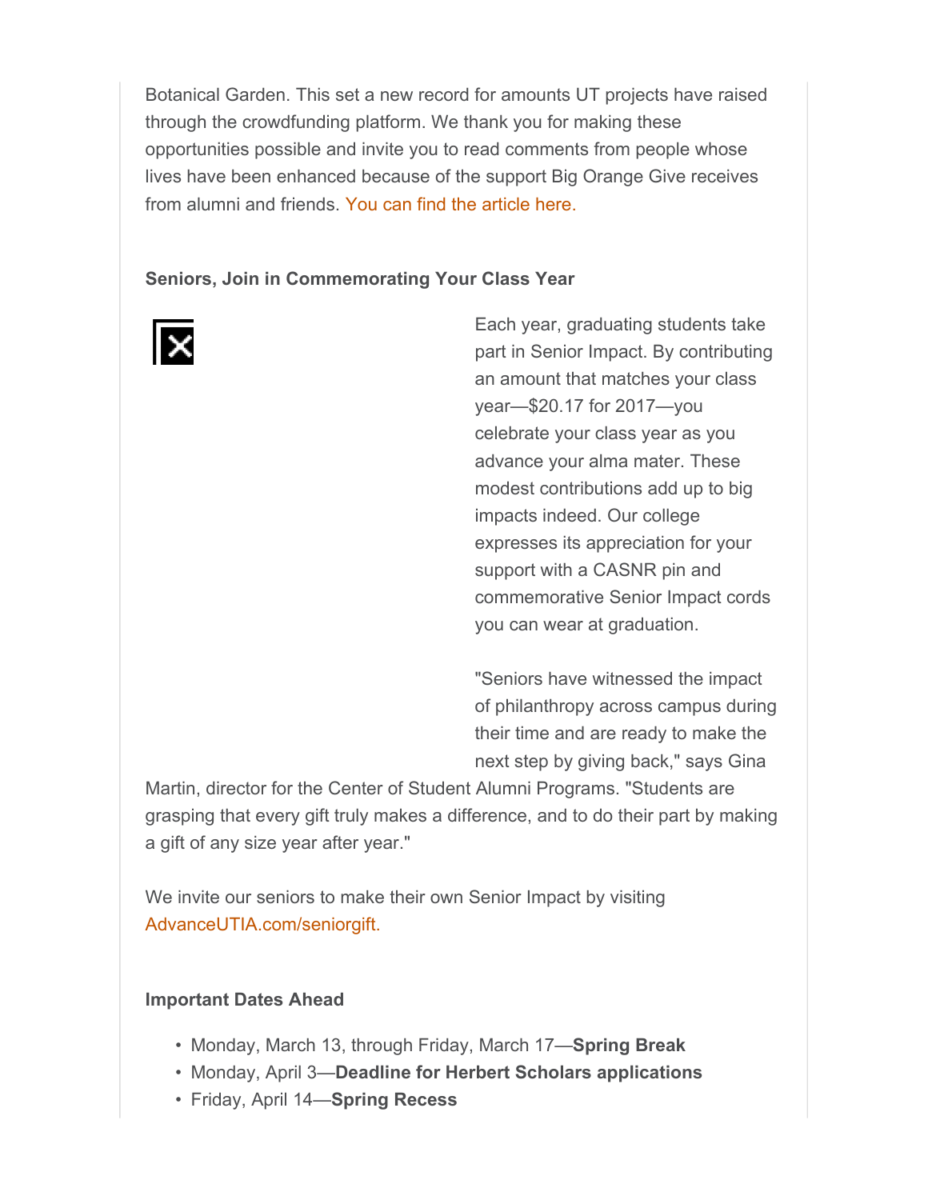Botanical Garden. This set a new record for amounts UT projects have raised through the crowdfunding platform. We thank you for making these opportunities possible and invite you to read comments from people whose lives have been enhanced because of the support Big Orange Give receives from alumni and friends. You can find the article here.

**Seniors, Join in Commemorating Your Class Year**

Each year, graduating students take part in Senior Impact. By contributing an amount that matches your class year—$20.17 for 2017—you celebrate your class year as you advance your alma mater. These modest contributions add up to big impacts indeed. Our college expresses its appreciation for your support with a CASNR pin and commemorative Senior Impact cords you can wear at graduation.

"Seniors have witnessed the impact of philanthropy across campus during their time and are ready to make the next step by giving back," says Gina Martin, director for the Center of Student Alumni Programs. "Students are grasping that every gift truly makes a difference, and to do their part by making a gift of any size year after year."

We invite our seniors to make their own Senior Impact by visiting AdvanceUTIA.com/seniorgift.

**Important Dates Ahead**

- Monday, March 13, through Friday, March 17—**Spring Break**
- Monday, April 3—**Deadline for Herbert Scholars applications**
- Friday, April 14—**Spring Recess**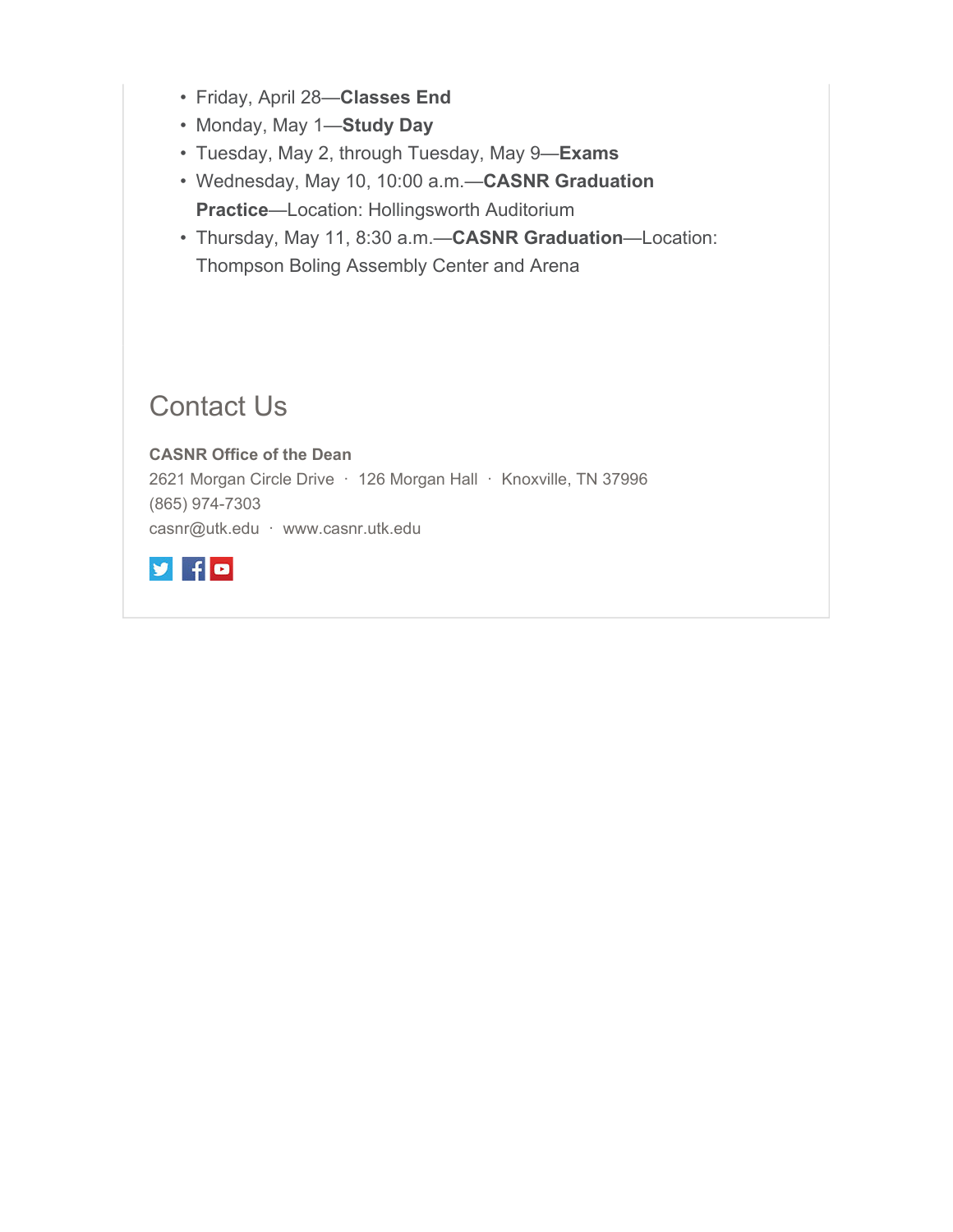- Friday, April 28—**Classes End**
- Monday, May 1—**Study Day**
- Tuesday, May 2, through Tuesday, May 9—**Exams**
- Wednesday, May 10, 10:00 a.m.—**CASNR Graduation Practice**—Location: Hollingsworth Auditorium
- Thursday, May 11, 8:30 a.m.—**CASNR Graduation**—Location: Thompson Boling Assembly Center and Arena

## Contact Us

**CASNR Office of the Dean**
2621 Morgan Circle Drive · 126 Morgan Hall · Knoxville, TN 37996
(865) 974-7303
casnr@utk.edu · www.casnr.utk.edu